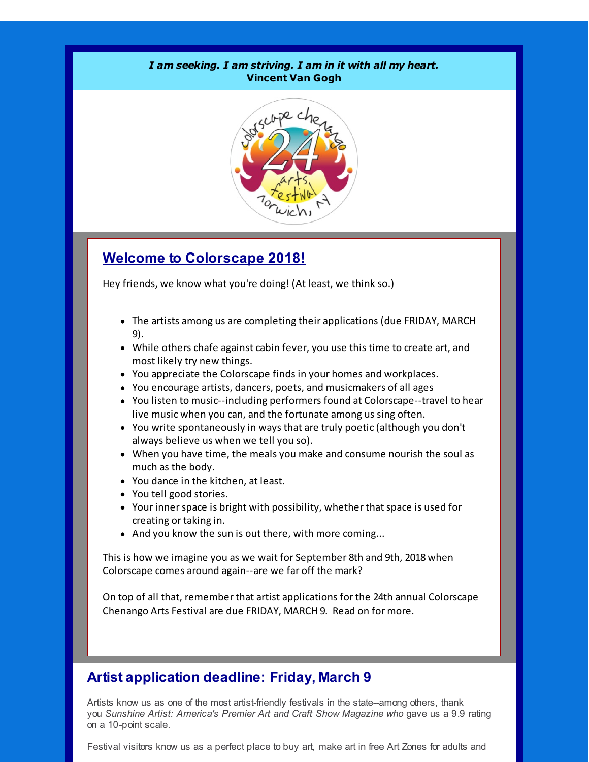***I am seeking. I am striving. I am in it with all my heart.***
**Vincent Van Gogh**

## Welcome to Colorscape 2018!

Hey friends, we know what you're doing! (At least, we think so.)

- The artists among us are completing their applications (due FRIDAY, MARCH 9).
- While others chafe against cabin fever, you use this time to create art, and most likely try new things.
- You appreciate the Colorscape finds in your homes and workplaces.
- You encourage artists, dancers, poets, and musicmakers of all ages
- You listen to music--including performers found at Colorscape--travel to hear live music when you can, and the fortunate among us sing often.
- You write spontaneously in ways that are truly poetic (although you don't always believe us when we tell you so).
- When you have time, the meals you make and consume nourish the soul as much as the body.
- You dance in the kitchen, at least.
- You tell good stories.
- Your inner space is bright with possibility, whether that space is used for creating or taking in.
- And you know the sun is out there, with more coming...

This is how we imagine you as we wait for September 8th and 9th, 2018 when Colorscape comes around again--are we far off the mark?

On top of all that, remember that artist applications for the 24th annual Colorscape Chenango Arts Festival are due FRIDAY, MARCH 9. Read on for more.

## Artist application deadline: Friday, March 9

Artists know us as one of the most artist-friendly festivals in the state--among others, thank you *Sunshine Artist: America's Premier Art and Craft Show Magazine who* gave us a 9.9 rating on a 10-point scale.

Festival visitors know us as a perfect place to buy art, make art in free Art Zones for adults and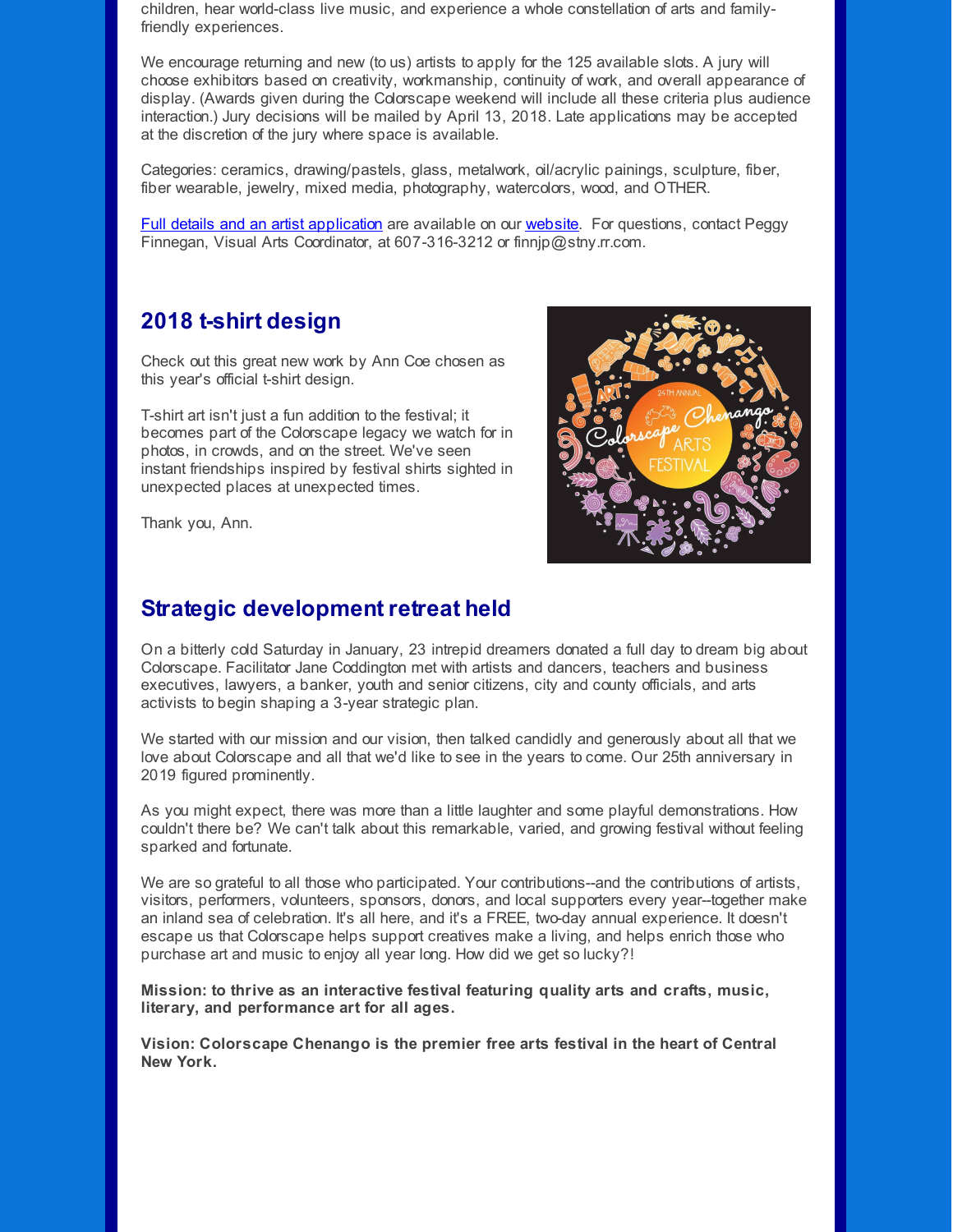children, hear world-class live music, and experience a whole constellation of arts and family-friendly experiences.

We encourage returning and new (to us) artists to apply for the 125 available slots. A jury will choose exhibitors based on creativity, workmanship, continuity of work, and overall appearance of display. (Awards given during the Colorscape weekend will include all these criteria plus audience interaction.) Jury decisions will be mailed by April 13, 2018. Late applications may be accepted at the discretion of the jury where space is available.

Categories: ceramics, drawing/pastels, glass, metalwork, oil/acrylic painings, sculpture, fiber, fiber wearable, jewelry, mixed media, photography, watercolors, wood, and OTHER.

Full details and an artist application are available on our website. For questions, contact Peggy Finnegan, Visual Arts Coordinator, at 607-316-3212 or finnjp@stny.rr.com.

## 2018 t-shirt design

Check out this great new work by Ann Coe chosen as this year's official t-shirt design.

T-shirt art isn't just a fun addition to the festival; it becomes part of the Colorscape legacy we watch for in photos, in crowds, and on the street. We've seen instant friendships inspired by festival shirts sighted in unexpected places at unexpected times.

Thank you, Ann.

## Strategic development retreat held

On a bitterly cold Saturday in January, 23 intrepid dreamers donated a full day to dream big about Colorscape. Facilitator Jane Coddington met with artists and dancers, teachers and business executives, lawyers, a banker, youth and senior citizens, city and county officials, and arts activists to begin shaping a 3-year strategic plan.

We started with our mission and our vision, then talked candidly and generously about all that we love about Colorscape and all that we'd like to see in the years to come. Our 25th anniversary in 2019 figured prominently.

As you might expect, there was more than a little laughter and some playful demonstrations. How couldn't there be? We can't talk about this remarkable, varied, and growing festival without feeling sparked and fortunate.

We are so grateful to all those who participated. Your contributions--and the contributions of artists, visitors, performers, volunteers, sponsors, donors, and local supporters every year--together make an inland sea of celebration. It's all here, and it's a FREE, two-day annual experience. It doesn't escape us that Colorscape helps support creatives make a living, and helps enrich those who purchase art and music to enjoy all year long. How did we get so lucky?!

**Mission: to thrive as an interactive festival featuring quality arts and crafts, music, literary, and performance art for all ages.**

**Vision: Colorscape Chenango is the premier free arts festival in the heart of Central New York.**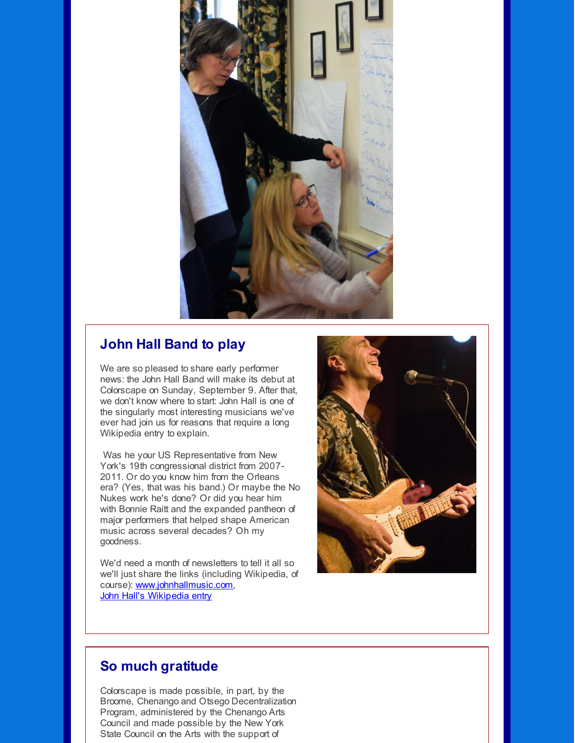## John Hall Band to play

We are so pleased to share early performer news: the John Hall Band will make its debut at Colorscape on Sunday, September 9. After that, we don't know where to start: John Hall is one of the singularly most interesting musicians we've ever had join us for reasons that require a long Wikipedia entry to explain.

Was he your US Representative from New York's 19th congressional district from 2007-2011. Or do you know him from the Orleans era? (Yes, that was his band.) Or maybe the No Nukes work he's done? Or did you hear him with Bonnie Raitt and the expanded pantheon of major performers that helped shape American music across several decades? Oh my goodness.

We'd need a month of newsletters to tell it all so we'll just share the links (including Wikipedia, of course): www.johnhallmusic.com, John Hall's Wikipedia entry

## So much gratitude

Colorscape is made possible, in part, by the Broome, Chenango and Otsego Decentralization Program, administered by the Chenango Arts Council and made possible by the New York State Council on the Arts with the support of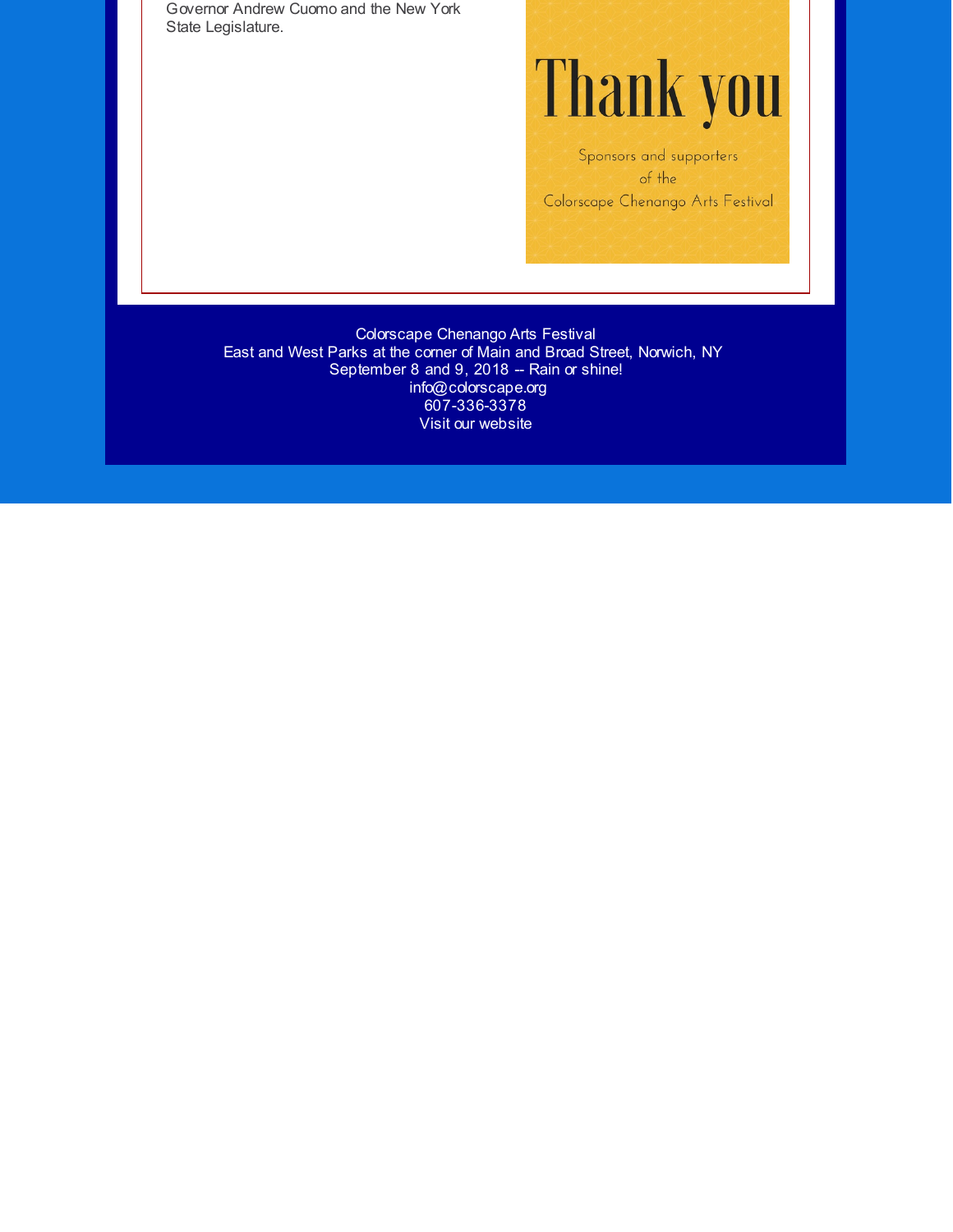Governor Andrew Cuomo and the New York State Legislature.

Thank you

Sponsors and supporters of the Colorscape Chenango Arts Festival

Colorscape Chenango Arts Festival
East and West Parks at the corner of Main and Broad Street, Norwich, NY
September 8 and 9, 2018 -- Rain or shine!
info@colorscape.org
607-336-3378
Visit our website